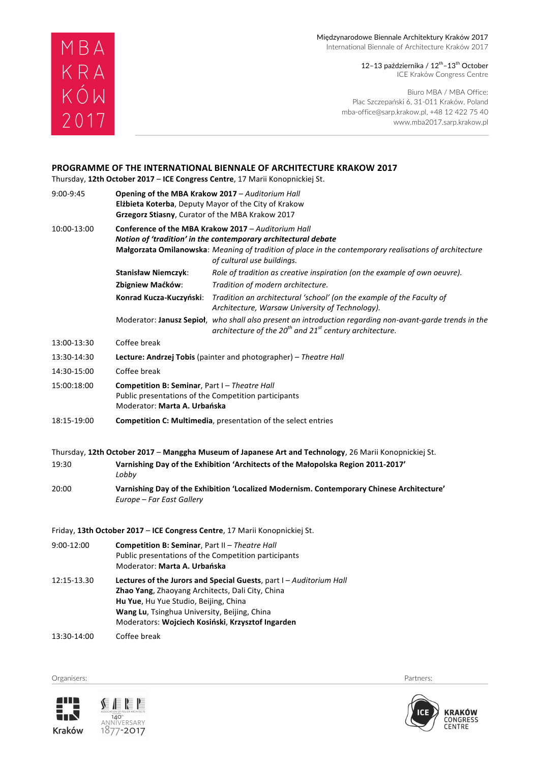MBA KRAKÓW 2017

Międzynarodowe Biennale Architektury Kraków 2017
International Biennale of Architecture Kraków 2017

12–13 października / 12th–13th October
ICE Kraków Congress Centre

Biuro MBA / MBA Office:
Plac Szczepański 6, 31-011 Kraków, Poland
mba-office@sarp.krakow.pl, +48 12 422 75 40
www.mba2017.sarp.krakow.pl

## PROGRAMME OF THE INTERNATIONAL BIENNALE OF ARCHITECTURE KRAKOW 2017

Thursday, **12th October 2017** – **ICE Congress Centre**, 17 Marii Konopnickiej St.

| | |
|---|---|
| 9:00-9:45 | **Opening of the MBA Krakow 2017** – *Auditorium Hall*<br>**Elżbieta Koterba**, Deputy Mayor of the City of Krakow<br>**Grzegorz Stiasny**, Curator of the MBA Krakow 2017 |
| 10:00-13:00 | **Conference of the MBA Krakow 2017** – *Auditorium Hall*<br>***Notion of 'tradition' in the contemporary architectural debate***<br>**Małgorzata Omilanowska**: *Meaning of tradition of place in the contemporary realisations of architecture of cultural use buildings.*<br>**Stanisław Niemczyk**: *Role of tradition as creative inspiration (on the example of own oeuvre).*<br>**Zbigniew Maćków**: *Tradition of modern architecture.*<br>**Konrad Kucza-Kuczyński**: *Tradition an architectural 'school' (on the example of the Faculty of Architecture, Warsaw University of Technology).*<br>Moderator: **Janusz Sepioł**, *who shall also present an introduction regarding non-avant-garde trends in the architecture of the 20th and 21st century architecture.* |
| 13:00-13:30 | Coffee break |
| 13:30-14:30 | **Lecture: Andrzej Tobis** (painter and photographer) – *Theatre Hall* |
| 14:30-15:00 | Coffee break |
| 15:00:18:00 | **Competition B: Seminar**, Part I – *Theatre Hall*<br>Public presentations of the Competition participants<br>Moderator: **Marta A. Urbańska** |
| 18:15-19:00 | **Competition C: Multimedia**, presentation of the select entries |

Thursday, **12th October 2017** – **Manggha Museum of Japanese Art and Technology**, 26 Marii Konopnickiej St.

| | |
|---|---|
| 19:30 | **Varnishing Day of the Exhibition 'Architects of the Małopolska Region 2011-2017'**<br>*Lobby* |
| 20:00 | **Varnishing Day of the Exhibition 'Localized Modernism. Contemporary Chinese Architecture'**<br>*Europe – Far East Gallery* |

Friday, **13th October 2017** – **ICE Congress Centre**, 17 Marii Konopnickiej St.

| | |
|---|---|
| 9:00-12:00 | **Competition B: Seminar**, Part II – *Theatre Hall*<br>Public presentations of the Competition participants<br>Moderator: **Marta A. Urbańska** |
| 12:15-13.30 | **Lectures of the Jurors and Special Guests**, part I – *Auditorium Hall*<br>**Zhao Yang**, Zhaoyang Architects, Dali City, China<br>**Hu Yue**, Hu Yue Studio, Beijing, China<br>**Wang Lu**, Tsinghua University, Beijing, China<br>Moderators: **Wojciech Kosiński**, **Krzysztof Ingarden** |
| 13:30-14:00 | Coffee break |

Organisers: Kraków; SARP Association of Polish Architects 140th Anniversary 1877-2017

Partners: ICE Kraków Congress Centre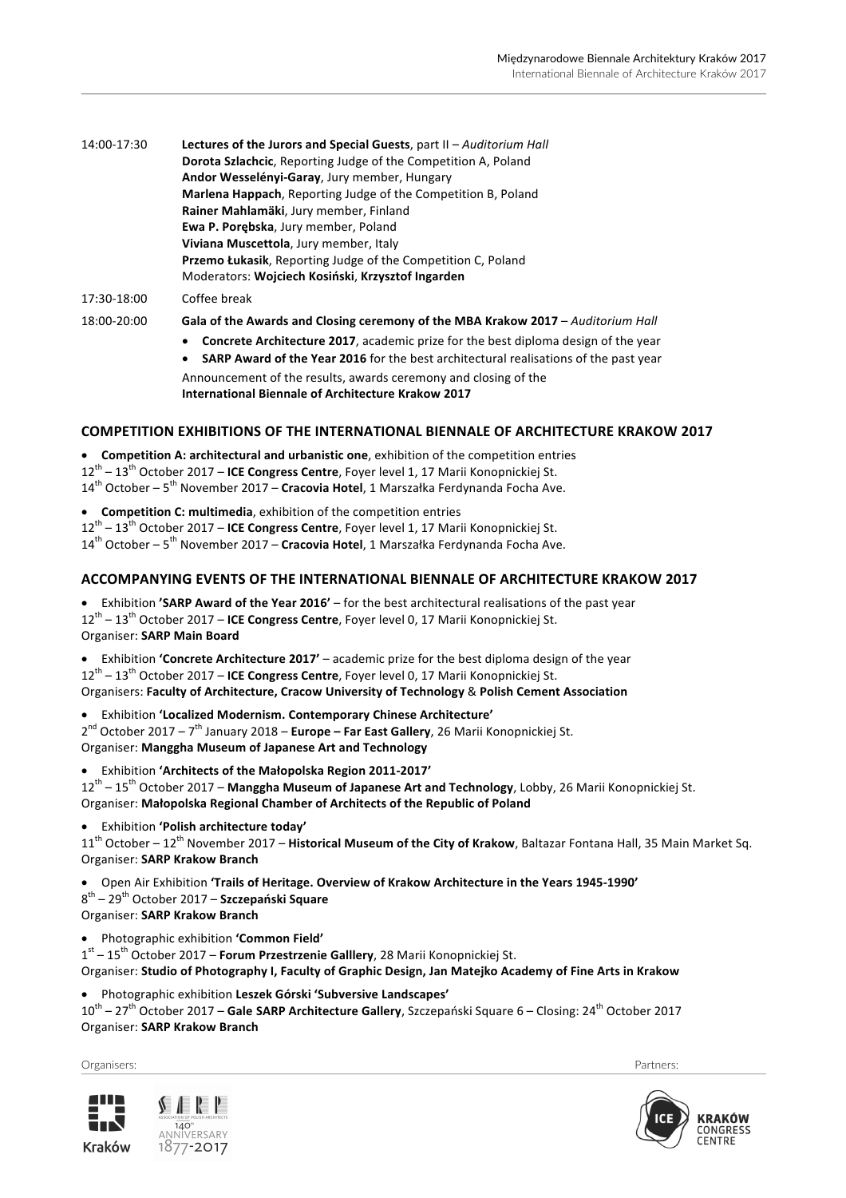14:00-17:30 **Lectures of the Jurors and Special Guests**, part II – *Auditorium Hall*
**Dorota Szlachcic**, Reporting Judge of the Competition A, Poland
**Andor Wesselényi-Garay**, Jury member, Hungary
**Marlena Happach**, Reporting Judge of the Competition B, Poland
**Rainer Mahlamäki**, Jury member, Finland
**Ewa P. Porębska**, Jury member, Poland
**Viviana Muscettola**, Jury member, Italy
**Przemo Łukasik**, Reporting Judge of the Competition C, Poland
Moderators: **Wojciech Kosiński**, **Krzysztof Ingarden**

17:30-18:00 Coffee break

18:00-20:00 **Gala of the Awards and Closing ceremony of the MBA Krakow 2017** – *Auditorium Hall*

- **Concrete Architecture 2017**, academic prize for the best diploma design of the year
- **SARP Award of the Year 2016** for the best architectural realisations of the past year

Announcement of the results, awards ceremony and closing of the
**International Biennale of Architecture Krakow 2017**

## COMPETITION EXHIBITIONS OF THE INTERNATIONAL BIENNALE OF ARCHITECTURE KRAKOW 2017

- **Competition A: architectural and urbanistic one**, exhibition of the competition entries
12th – 13th October 2017 – **ICE Congress Centre**, Foyer level 1, 17 Marii Konopnickiej St.
14th October – 5th November 2017 – **Cracovia Hotel**, 1 Marszałka Ferdynanda Focha Ave.

- **Competition C: multimedia**, exhibition of the competition entries
12th – 13th October 2017 – **ICE Congress Centre**, Foyer level 1, 17 Marii Konopnickiej St.
14th October – 5th November 2017 – **Cracovia Hotel**, 1 Marszałka Ferdynanda Focha Ave.

## ACCOMPANYING EVENTS OF THE INTERNATIONAL BIENNALE OF ARCHITECTURE KRAKOW 2017

- Exhibition **'SARP Award of the Year 2016'** – for the best architectural realisations of the past year
12th – 13th October 2017 – **ICE Congress Centre**, Foyer level 0, 17 Marii Konopnickiej St.
Organiser: **SARP Main Board**

- Exhibition **'Concrete Architecture 2017'** – academic prize for the best diploma design of the year
12th – 13th October 2017 – **ICE Congress Centre**, Foyer level 0, 17 Marii Konopnickiej St.
Organisers: **Faculty of Architecture, Cracow University of Technology** & **Polish Cement Association**

- Exhibition **'Localized Modernism. Contemporary Chinese Architecture'**
2nd October 2017 – 7th January 2018 – **Europe – Far East Gallery**, 26 Marii Konopnickiej St.
Organiser: **Manggha Museum of Japanese Art and Technology**

- Exhibition **'Architects of the Małopolska Region 2011-2017'**
12th – 15th October 2017 – **Manggha Museum of Japanese Art and Technology**, Lobby, 26 Marii Konopnickiej St.
Organiser: **Małopolska Regional Chamber of Architects of the Republic of Poland**

- Exhibition **'Polish architecture today'**
11th October – 12th November 2017 – **Historical Museum of the City of Krakow**, Baltazar Fontana Hall, 35 Main Market Sq.
Organiser: **SARP Krakow Branch**

- Open Air Exhibition **'Trails of Heritage. Overview of Krakow Architecture in the Years 1945-1990'**
8th – 29th October 2017 – **Szczepański Square**
Organiser: **SARP Krakow Branch**

- Photographic exhibition **'Common Field'**
1st – 15th October 2017 – **Forum Przestrzenie Galllery**, 28 Marii Konopnickiej St.
Organiser: **Studio of Photography I, Faculty of Graphic Design, Jan Matejko Academy of Fine Arts in Krakow**

- Photographic exhibition **Leszek Górski 'Subversive Landscapes'**
10th – 27th October 2017 – **Gale SARP Architecture Gallery**, Szczepański Square 6 – Closing: 24th October 2017
Organiser: **SARP Krakow Branch**

Organisers: Partners: